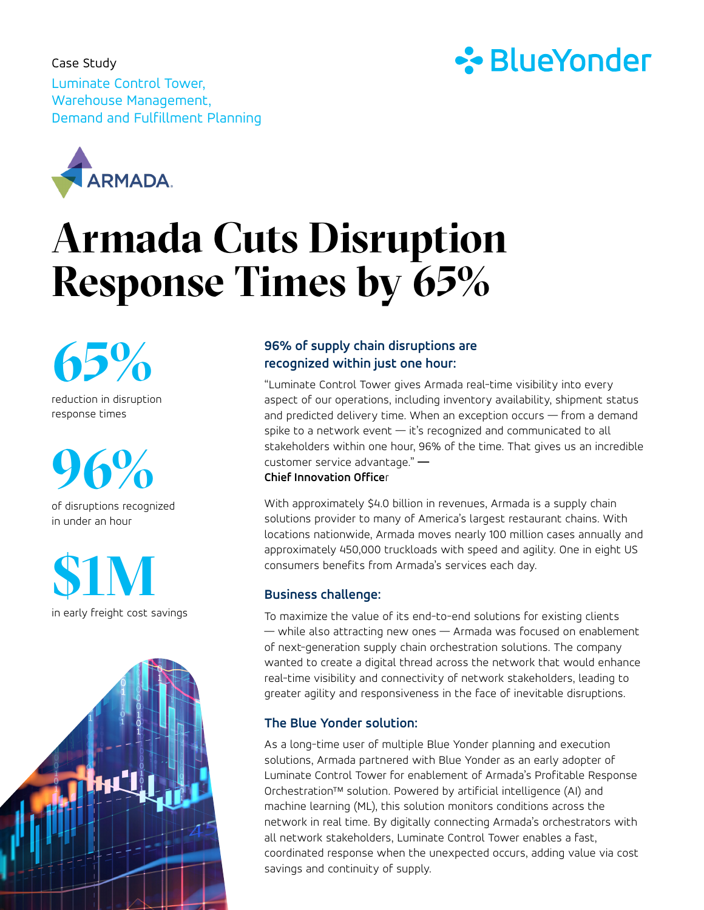Case Study

Luminate Control Tower,
Warehouse Management,
Demand and Fulfillment Planning

BlueYonder

ARMADA.

# Armada Cuts Disruption Response Times by 65%

**65%**

reduction in disruption response times

**96%**

of disruptions recognized in under an hour

**$1M**

in early freight cost savings

### 96% of supply chain disruptions are recognized within just one hour:

"Luminate Control Tower gives Armada real-time visibility into every aspect of our operations, including inventory availability, shipment status and predicted delivery time. When an exception occurs — from a demand spike to a network event — it's recognized and communicated to all stakeholders within one hour, 96% of the time. That gives us an incredible customer service advantage." — **Chief Innovation Office**r

With approximately $4.0 billion in revenues, Armada is a supply chain solutions provider to many of America's largest restaurant chains. With locations nationwide, Armada moves nearly 100 million cases annually and approximately 450,000 truckloads with speed and agility. One in eight US consumers benefits from Armada's services each day.

### Business challenge:

To maximize the value of its end-to-end solutions for existing clients — while also attracting new ones — Armada was focused on enablement of next-generation supply chain orchestration solutions. The company wanted to create a digital thread across the network that would enhance real-time visibility and connectivity of network stakeholders, leading to greater agility and responsiveness in the face of inevitable disruptions.

### The Blue Yonder solution:

As a long-time user of multiple Blue Yonder planning and execution solutions, Armada partnered with Blue Yonder as an early adopter of Luminate Control Tower for enablement of Armada's Profitable Response Orchestration™ solution. Powered by artificial intelligence (AI) and machine learning (ML), this solution monitors conditions across the network in real time. By digitally connecting Armada's orchestrators with all network stakeholders, Luminate Control Tower enables a fast, coordinated response when the unexpected occurs, adding value via cost savings and continuity of supply.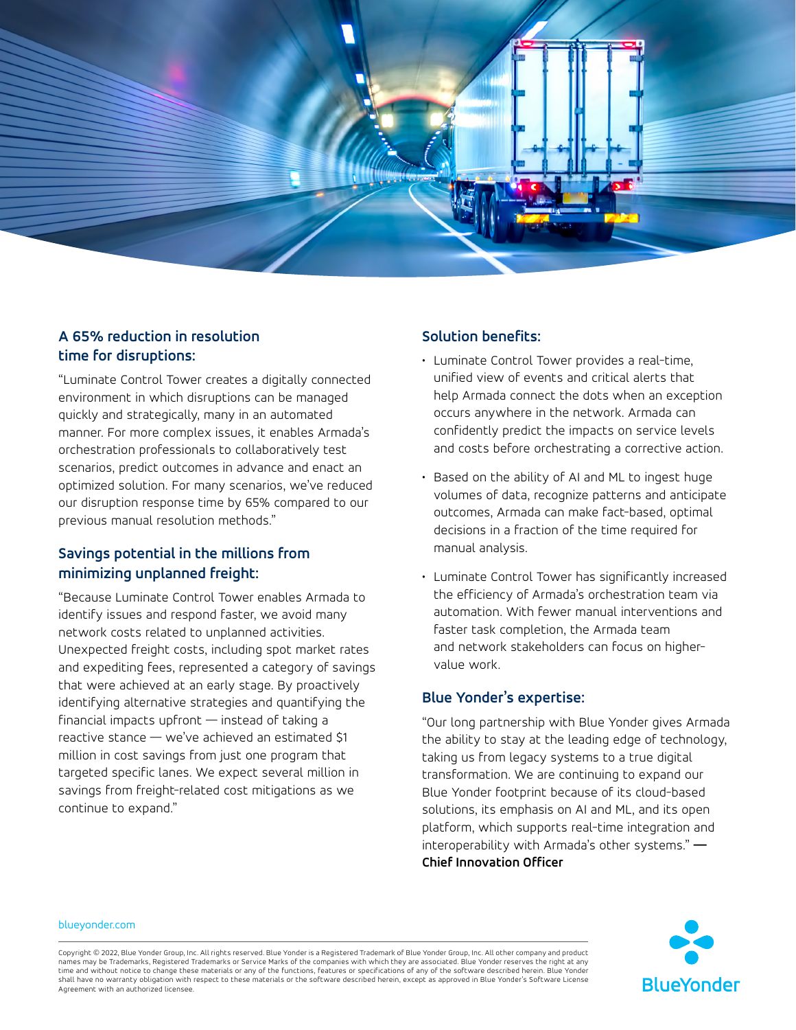## A 65% reduction in resolution time for disruptions:

"Luminate Control Tower creates a digitally connected environment in which disruptions can be managed quickly and strategically, many in an automated manner. For more complex issues, it enables Armada's orchestration professionals to collaboratively test scenarios, predict outcomes in advance and enact an optimized solution. For many scenarios, we've reduced our disruption response time by 65% compared to our previous manual resolution methods."

## Savings potential in the millions from minimizing unplanned freight:

"Because Luminate Control Tower enables Armada to identify issues and respond faster, we avoid many network costs related to unplanned activities. Unexpected freight costs, including spot market rates and expediting fees, represented a category of savings that were achieved at an early stage. By proactively identifying alternative strategies and quantifying the financial impacts upfront — instead of taking a reactive stance — we've achieved an estimated $1 million in cost savings from just one program that targeted specific lanes. We expect several million in savings from freight-related cost mitigations as we continue to expand."

## Solution benefits:

- Luminate Control Tower provides a real-time, unified view of events and critical alerts that help Armada connect the dots when an exception occurs anywhere in the network. Armada can confidently predict the impacts on service levels and costs before orchestrating a corrective action.
- Based on the ability of AI and ML to ingest huge volumes of data, recognize patterns and anticipate outcomes, Armada can make fact-based, optimal decisions in a fraction of the time required for manual analysis.
- Luminate Control Tower has significantly increased the efficiency of Armada's orchestration team via automation. With fewer manual interventions and faster task completion, the Armada team and network stakeholders can focus on higher-value work.

## Blue Yonder's expertise:

"Our long partnership with Blue Yonder gives Armada the ability to stay at the leading edge of technology, taking us from legacy systems to a true digital transformation. We are continuing to expand our Blue Yonder footprint because of its cloud-based solutions, its emphasis on AI and ML, and its open platform, which supports real-time integration and interoperability with Armada's other systems." **— Chief Innovation Officer**

blueyonder.com

Copyright © 2022, Blue Yonder Group, Inc. All rights reserved. Blue Yonder is a Registered Trademark of Blue Yonder Group, Inc. All other company and product names may be Trademarks, Registered Trademarks or Service Marks of the companies with which they are associated. Blue Yonder reserves the right at any time and without notice to change these materials or any of the functions, features or specifications of any of the software described herein. Blue Yonder shall have no warranty obligation with respect to these materials or the software described herein, except as approved in Blue Yonder's Software License Agreement with an authorized licensee.

BlueYonder